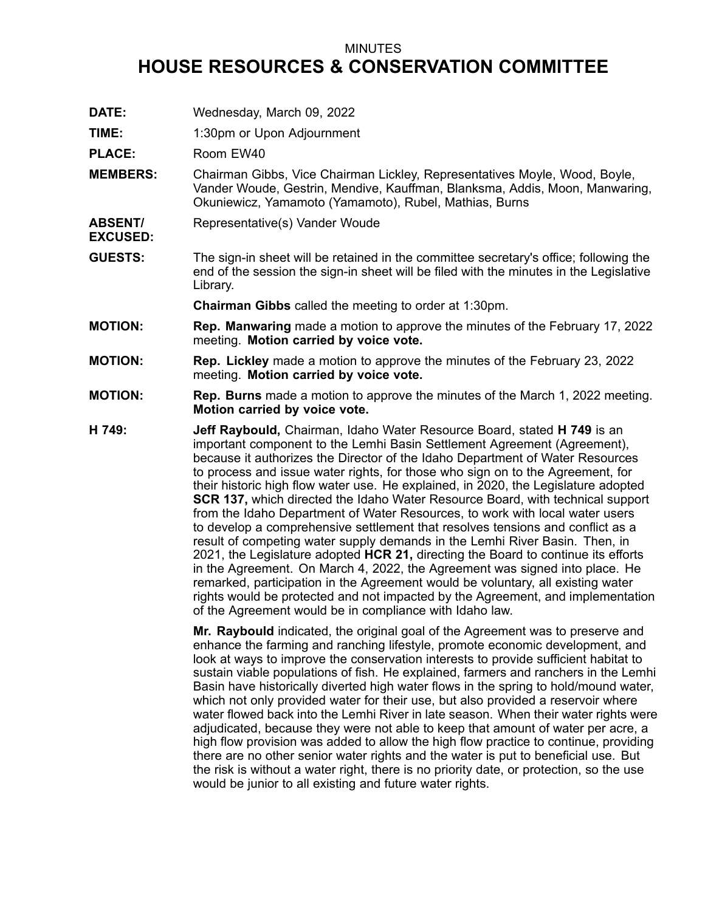MINUTES

# HOUSE RESOURCES & CONSERVATION COMMITTEE

**DATE:** Wednesday, March 09, 2022

**TIME:** 1:30pm or Upon Adjournment

**PLACE:** Room EW40

**MEMBERS:** Chairman Gibbs, Vice Chairman Lickley, Representatives Moyle, Wood, Boyle, Vander Woude, Gestrin, Mendive, Kauffman, Blanksma, Addis, Moon, Manwaring, Okuniewicz, Yamamoto (Yamamoto), Rubel, Mathias, Burns

**ABSENT/ EXCUSED:** Representative(s) Vander Woude

**GUESTS:** The sign-in sheet will be retained in the committee secretary's office; following the end of the session the sign-in sheet will be filed with the minutes in the Legislative Library.

**Chairman Gibbs** called the meeting to order at 1:30pm.

**MOTION:** **Rep. Manwaring** made a motion to approve the minutes of the February 17, 2022 meeting. **Motion carried by voice vote.**

**MOTION:** **Rep. Lickley** made a motion to approve the minutes of the February 23, 2022 meeting. **Motion carried by voice vote.**

**MOTION:** **Rep. Burns** made a motion to approve the minutes of the March 1, 2022 meeting. **Motion carried by voice vote.**

**H 749:** **Jeff Raybould,** Chairman, Idaho Water Resource Board, stated **H 749** is an important component to the Lemhi Basin Settlement Agreement (Agreement), because it authorizes the Director of the Idaho Department of Water Resources to process and issue water rights, for those who sign on to the Agreement, for their historic high flow water use. He explained, in 2020, the Legislature adopted **SCR 137,** which directed the Idaho Water Resource Board, with technical support from the Idaho Department of Water Resources, to work with local water users to develop a comprehensive settlement that resolves tensions and conflict as a result of competing water supply demands in the Lemhi River Basin. Then, in 2021, the Legislature adopted **HCR 21,** directing the Board to continue its efforts in the Agreement. On March 4, 2022, the Agreement was signed into place. He remarked, participation in the Agreement would be voluntary, all existing water rights would be protected and not impacted by the Agreement, and implementation of the Agreement would be in compliance with Idaho law.

**Mr. Raybould** indicated, the original goal of the Agreement was to preserve and enhance the farming and ranching lifestyle, promote economic development, and look at ways to improve the conservation interests to provide sufficient habitat to sustain viable populations of fish. He explained, farmers and ranchers in the Lemhi Basin have historically diverted high water flows in the spring to hold/mound water, which not only provided water for their use, but also provided a reservoir where water flowed back into the Lemhi River in late season. When their water rights were adjudicated, because they were not able to keep that amount of water per acre, a high flow provision was added to allow the high flow practice to continue, providing there are no other senior water rights and the water is put to beneficial use. But the risk is without a water right, there is no priority date, or protection, so the use would be junior to all existing and future water rights.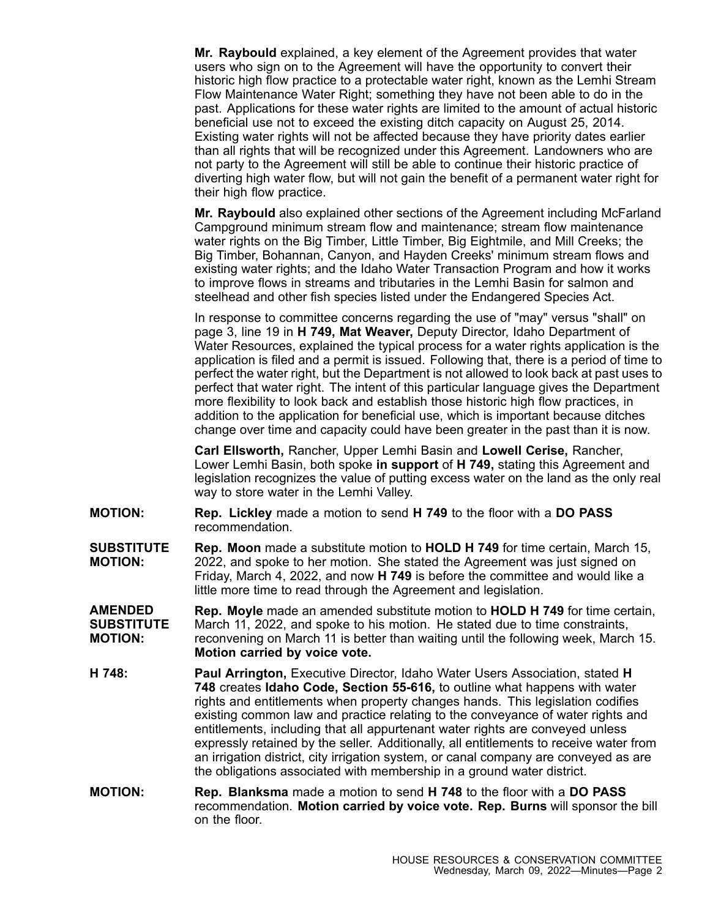**Mr. Raybould** explained, a key element of the Agreement provides that water users who sign on to the Agreement will have the opportunity to convert their historic high flow practice to a protectable water right, known as the Lemhi Stream Flow Maintenance Water Right; something they have not been able to do in the past. Applications for these water rights are limited to the amount of actual historic beneficial use not to exceed the existing ditch capacity on August 25, 2014. Existing water rights will not be affected because they have priority dates earlier than all rights that will be recognized under this Agreement. Landowners who are not party to the Agreement will still be able to continue their historic practice of diverting high water flow, but will not gain the benefit of a permanent water right for their high flow practice.

**Mr. Raybould** also explained other sections of the Agreement including McFarland Campground minimum stream flow and maintenance; stream flow maintenance water rights on the Big Timber, Little Timber, Big Eightmile, and Mill Creeks; the Big Timber, Bohannan, Canyon, and Hayden Creeks' minimum stream flows and existing water rights; and the Idaho Water Transaction Program and how it works to improve flows in streams and tributaries in the Lemhi Basin for salmon and steelhead and other fish species listed under the Endangered Species Act.

In response to committee concerns regarding the use of "may" versus "shall" on page 3, line 19 in **H 749, Mat Weaver,** Deputy Director, Idaho Department of Water Resources, explained the typical process for a water rights application is the application is filed and a permit is issued. Following that, there is a period of time to perfect the water right, but the Department is not allowed to look back at past uses to perfect that water right. The intent of this particular language gives the Department more flexibility to look back and establish those historic high flow practices, in addition to the application for beneficial use, which is important because ditches change over time and capacity could have been greater in the past than it is now.

**Carl Ellsworth,** Rancher, Upper Lemhi Basin and **Lowell Cerise,** Rancher, Lower Lemhi Basin, both spoke **in support** of **H 749,** stating this Agreement and legislation recognizes the value of putting excess water on the land as the only real way to store water in the Lemhi Valley.

**MOTION:** **Rep. Lickley** made a motion to send **H 749** to the floor with a **DO PASS** recommendation.

**SUBSTITUTE MOTION:** **Rep. Moon** made a substitute motion to **HOLD H 749** for time certain, March 15, 2022, and spoke to her motion. She stated the Agreement was just signed on Friday, March 4, 2022, and now **H 749** is before the committee and would like a little more time to read through the Agreement and legislation.

**AMENDED SUBSTITUTE MOTION:** **Rep. Moyle** made an amended substitute motion to **HOLD H 749** for time certain, March 11, 2022, and spoke to his motion. He stated due to time constraints, reconvening on March 11 is better than waiting until the following week, March 15. **Motion carried by voice vote.**

**H 748:** **Paul Arrington,** Executive Director, Idaho Water Users Association, stated **H 748** creates **Idaho Code, Section 55-616,** to outline what happens with water rights and entitlements when property changes hands. This legislation codifies existing common law and practice relating to the conveyance of water rights and entitlements, including that all appurtenant water rights are conveyed unless expressly retained by the seller. Additionally, all entitlements to receive water from an irrigation district, city irrigation system, or canal company are conveyed as are the obligations associated with membership in a ground water district.

**MOTION:** **Rep. Blanksma** made a motion to send **H 748** to the floor with a **DO PASS** recommendation. **Motion carried by voice vote. Rep. Burns** will sponsor the bill on the floor.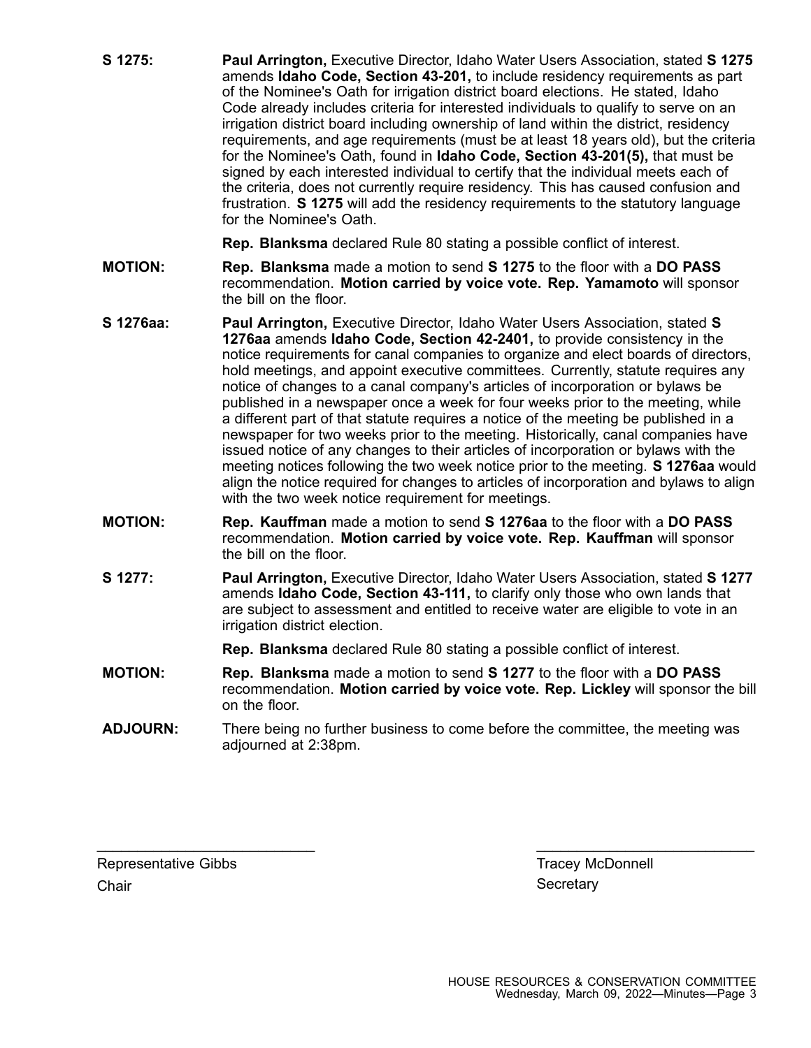**S 1275:** **Paul Arrington,** Executive Director, Idaho Water Users Association, stated **S 1275** amends **Idaho Code, Section 43-201,** to include residency requirements as part of the Nominee's Oath for irrigation district board elections. He stated, Idaho Code already includes criteria for interested individuals to qualify to serve on an irrigation district board including ownership of land within the district, residency requirements, and age requirements (must be at least 18 years old), but the criteria for the Nominee's Oath, found in **Idaho Code, Section 43-201(5),** that must be signed by each interested individual to certify that the individual meets each of the criteria, does not currently require residency. This has caused confusion and frustration. **S 1275** will add the residency requirements to the statutory language for the Nominee's Oath.

**Rep. Blanksma** declared Rule 80 stating a possible conflict of interest.

**MOTION:** **Rep. Blanksma** made a motion to send **S 1275** to the floor with a **DO PASS** recommendation. **Motion carried by voice vote. Rep. Yamamoto** will sponsor the bill on the floor.

**S 1276aa:** **Paul Arrington,** Executive Director, Idaho Water Users Association, stated **S 1276aa** amends **Idaho Code, Section 42-2401,** to provide consistency in the notice requirements for canal companies to organize and elect boards of directors, hold meetings, and appoint executive committees. Currently, statute requires any notice of changes to a canal company's articles of incorporation or bylaws be published in a newspaper once a week for four weeks prior to the meeting, while a different part of that statute requires a notice of the meeting be published in a newspaper for two weeks prior to the meeting. Historically, canal companies have issued notice of any changes to their articles of incorporation or bylaws with the meeting notices following the two week notice prior to the meeting. **S 1276aa** would align the notice required for changes to articles of incorporation and bylaws to align with the two week notice requirement for meetings.

**MOTION:** **Rep. Kauffman** made a motion to send **S 1276aa** to the floor with a **DO PASS** recommendation. **Motion carried by voice vote. Rep. Kauffman** will sponsor the bill on the floor.

**S 1277:** **Paul Arrington,** Executive Director, Idaho Water Users Association, stated **S 1277** amends **Idaho Code, Section 43-111,** to clarify only those who own lands that are subject to assessment and entitled to receive water are eligible to vote in an irrigation district election.

**Rep. Blanksma** declared Rule 80 stating a possible conflict of interest.

**MOTION:** **Rep. Blanksma** made a motion to send **S 1277** to the floor with a **DO PASS** recommendation. **Motion carried by voice vote. Rep. Lickley** will sponsor the bill on the floor.

**ADJOURN:** There being no further business to come before the committee, the meeting was adjourned at 2:38pm.

\_\_\_\_\_\_\_\_\_\_\_\_\_\_\_\_\_\_\_\_\_\_\_\_\_\_\_

Representative Gibbs
Chair

\_\_\_\_\_\_\_\_\_\_\_\_\_\_\_\_\_\_\_\_\_\_\_\_\_\_\_

Tracey McDonnell
Secretary